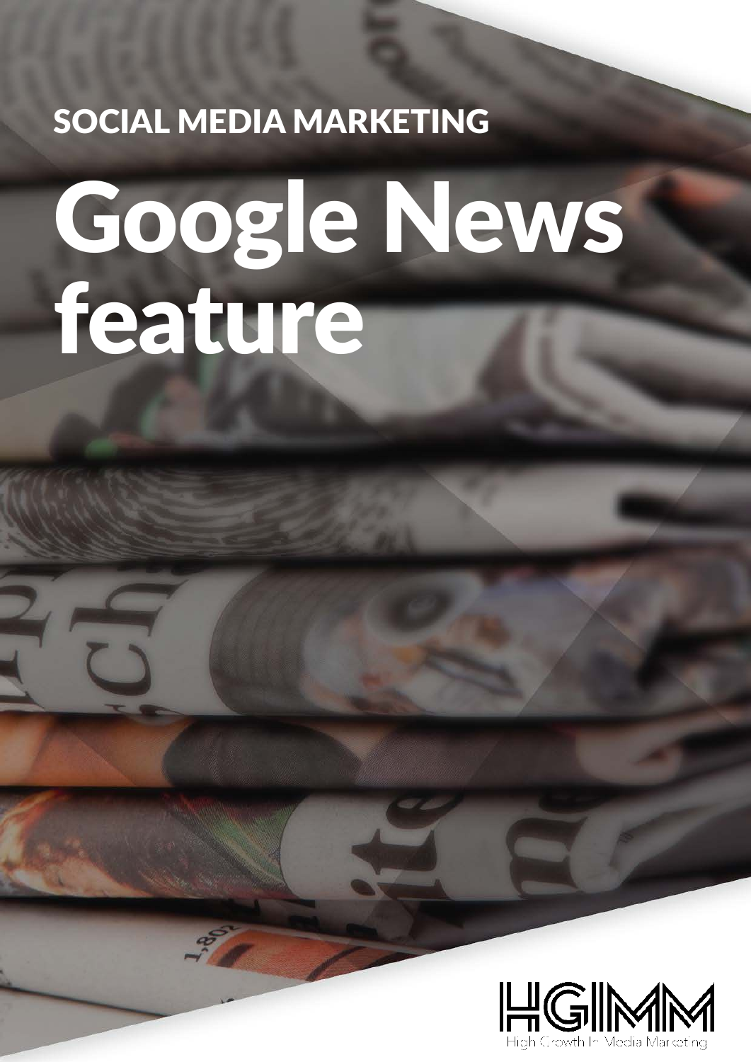SOCIAL MEDIA MARKETING

# Google News feature

HGIMM

High Growth In Media Marketing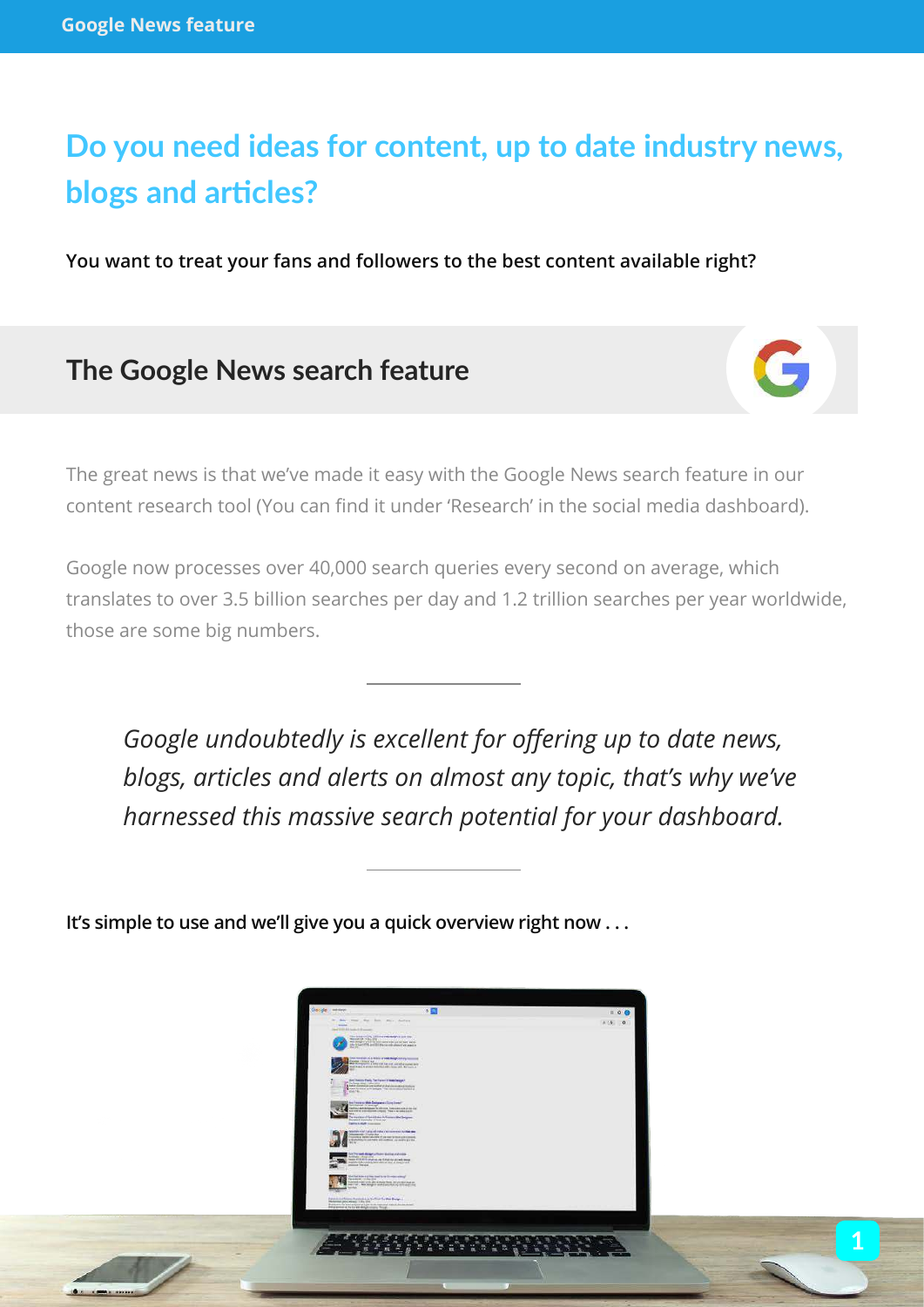# Do you need ideas for content, up to date industry news, blogs and articles?

**You want to treat your fans and followers to the best content available right?**

## The Google News search feature

The great news is that we've made it easy with the Google News search feature in our content research tool (You can find it under 'Research' in the social media dashboard).

Google now processes over 40,000 search queries every second on average, which translates to over 3.5 billion searches per day and 1.2 trillion searches per year worldwide, those are some big numbers.

---

*Google undoubtedly is excellent for offering up to date news, blogs, articles and alerts on almost any topic, that's why we've harnessed this massive search potential for your dashboard.*

---

**It's simple to use and we'll give you a quick overview right now . . .**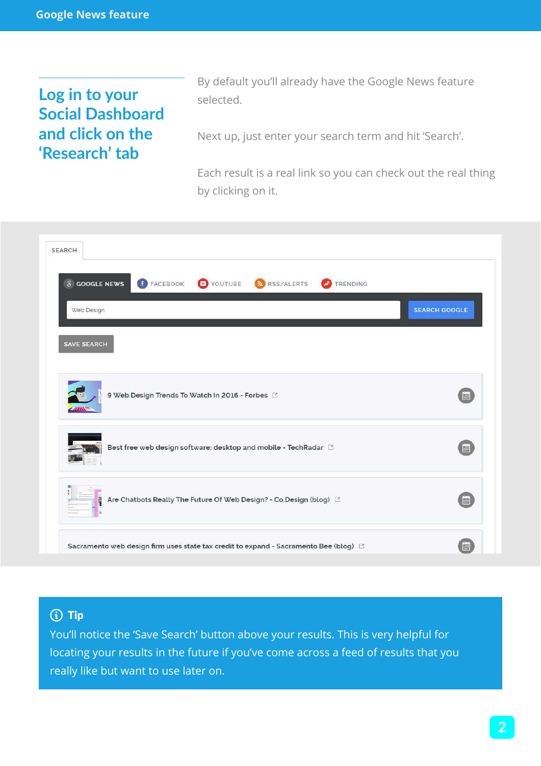# Google News feature

## Log in to your Social Dashboard and click on the 'Research' tab

By default you'll already have the Google News feature selected.

Next up, just enter your search term and hit 'Search'.

Each result is a real link so you can check out the real thing by clicking on it.

SEARCH

GOOGLE NEWS | FACEBOOK | YOUTUBE | RSS/ALERTS | TRENDING

Web Design

SEARCH GOOGLE

SAVE SEARCH

9 Web Design Trends To Watch In 2016 - Forbes

Best free web design software: desktop and mobile - TechRadar

Are Chatbots Really The Future Of Web Design? - Co.Design (blog)

Sacramento web design firm uses state tax credit to expand - Sacramento Bee (blog)

**Tip**

You'll notice the 'Save Search' button above your results. This is very helpful for locating your results in the future if you've come across a feed of results that you really like but want to use later on.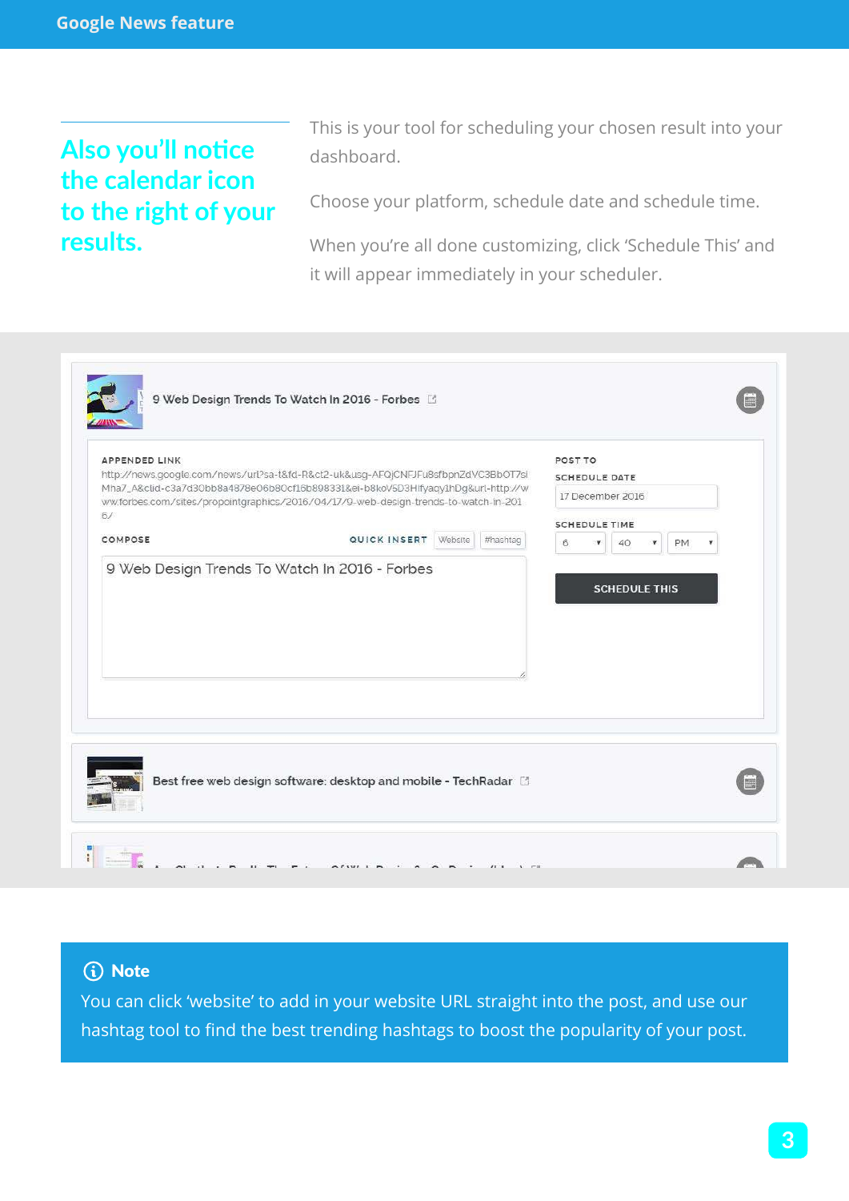## Google News feature

### Also you'll notice the calendar icon to the right of your results.

This is your tool for scheduling your chosen result into your dashboard.

Choose your platform, schedule date and schedule time.

When you're all done customizing, click 'Schedule This' and it will appear immediately in your scheduler.

9 Web Design Trends To Watch In 2016 - Forbes

APPENDED LINK

http://news.google.com/news/url?sa=t&fd=R&ct2=uk&usg=AFQjCNFJFu8sfbpnZdVC3BbOT7siMha7_A&clid=c3a7d30bb8a4878e06b80cf16b898331&ei=b8koV5D3HIfyaqy1hDg&url=http://www.forbes.com/sites/propointgraphics/2016/04/17/9-web-design-trends-to-watch-in-2016/

COMPOSE

QUICK INSERT Website #hashtag

9 Web Design Trends To Watch In 2016 - Forbes

POST TO

SCHEDULE DATE

17 December 2016

SCHEDULE TIME

6 40 PM

SCHEDULE THIS

Best free web design software: desktop and mobile - TechRadar

**Note**

You can click 'website' to add in your website URL straight into the post, and use our hashtag tool to find the best trending hashtags to boost the popularity of your post.